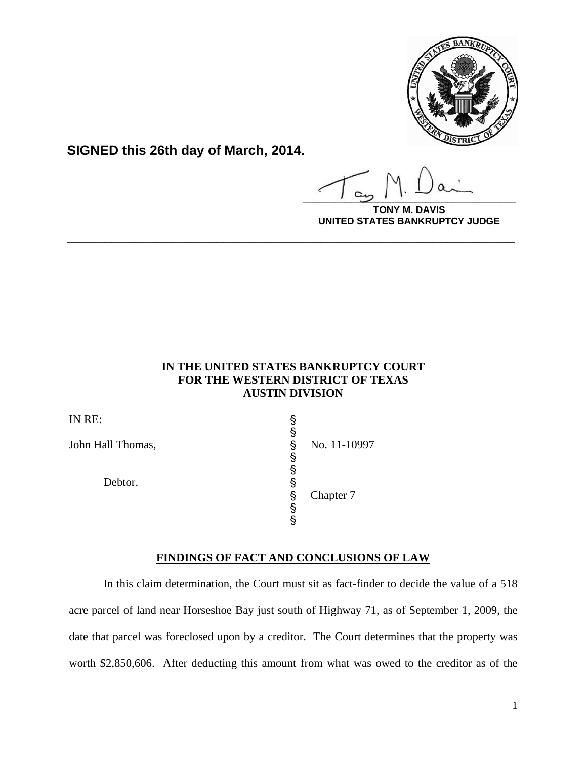**SIGNED this 26th day of March, 2014.**

**TONY M. DAVIS**
**UNITED STATES BANKRUPTCY JUDGE**

---

**IN THE UNITED STATES BANKRUPTCY COURT**
**FOR THE WESTERN DISTRICT OF TEXAS**
**AUSTIN DIVISION**

| | | |
|---|---|---|
| IN RE: | § | |
| | § | |
| John Hall Thomas, | § | No. 11-10997 |
| | § | |
| | § | |
| Debtor. | § | |
| | § | Chapter 7 |
| | § | |
| | § | |

**FINDINGS OF FACT AND CONCLUSIONS OF LAW**

In this claim determination, the Court must sit as fact-finder to decide the value of a 518 acre parcel of land near Horseshoe Bay just south of Highway 71, as of September 1, 2009, the date that parcel was foreclosed upon by a creditor. The Court determines that the property was worth $2,850,606. After deducting this amount from what was owed to the creditor as of the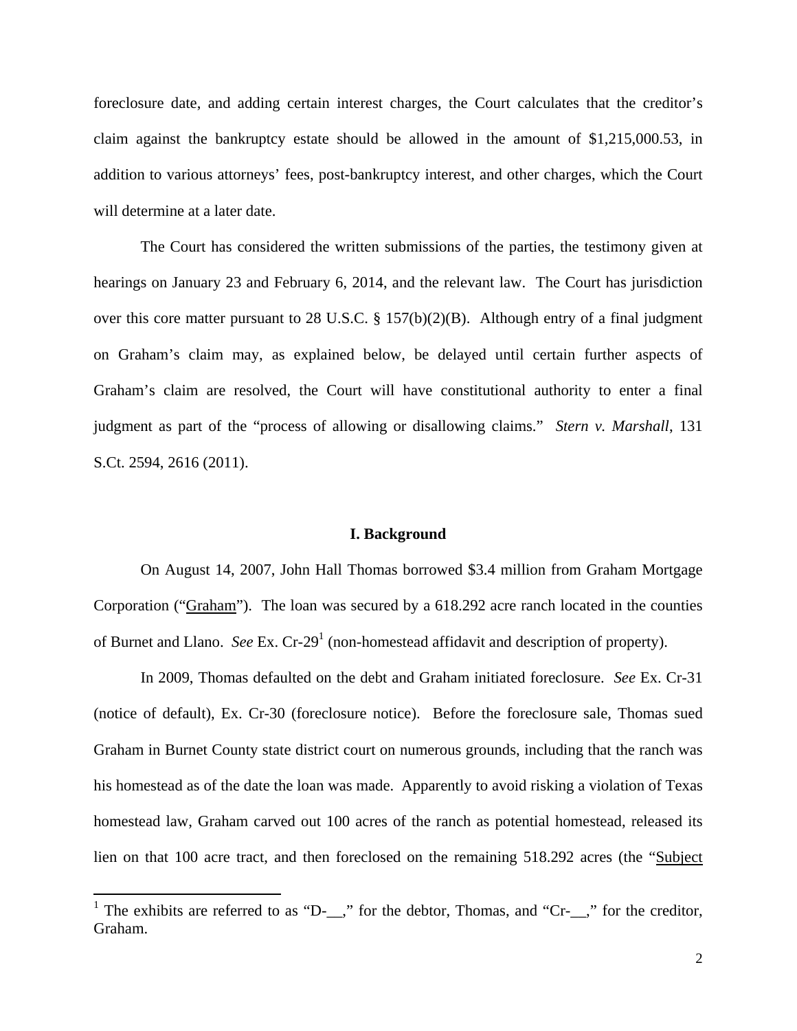foreclosure date, and adding certain interest charges, the Court calculates that the creditor's claim against the bankruptcy estate should be allowed in the amount of $1,215,000.53, in addition to various attorneys' fees, post-bankruptcy interest, and other charges, which the Court will determine at a later date.

The Court has considered the written submissions of the parties, the testimony given at hearings on January 23 and February 6, 2014, and the relevant law. The Court has jurisdiction over this core matter pursuant to 28 U.S.C. § 157(b)(2)(B). Although entry of a final judgment on Graham's claim may, as explained below, be delayed until certain further aspects of Graham's claim are resolved, the Court will have constitutional authority to enter a final judgment as part of the "process of allowing or disallowing claims." *Stern v. Marshall*, 131 S.Ct. 2594, 2616 (2011).

## I. Background

On August 14, 2007, John Hall Thomas borrowed $3.4 million from Graham Mortgage Corporation ("Graham"). The loan was secured by a 618.292 acre ranch located in the counties of Burnet and Llano. *See* Ex. Cr-29[1] (non-homestead affidavit and description of property).

In 2009, Thomas defaulted on the debt and Graham initiated foreclosure. *See* Ex. Cr-31 (notice of default), Ex. Cr-30 (foreclosure notice). Before the foreclosure sale, Thomas sued Graham in Burnet County state district court on numerous grounds, including that the ranch was his homestead as of the date the loan was made. Apparently to avoid risking a violation of Texas homestead law, Graham carved out 100 acres of the ranch as potential homestead, released its lien on that 100 acre tract, and then foreclosed on the remaining 518.292 acres (the "Subject

[1] The exhibits are referred to as "D-__," for the debtor, Thomas, and "Cr-__," for the creditor, Graham.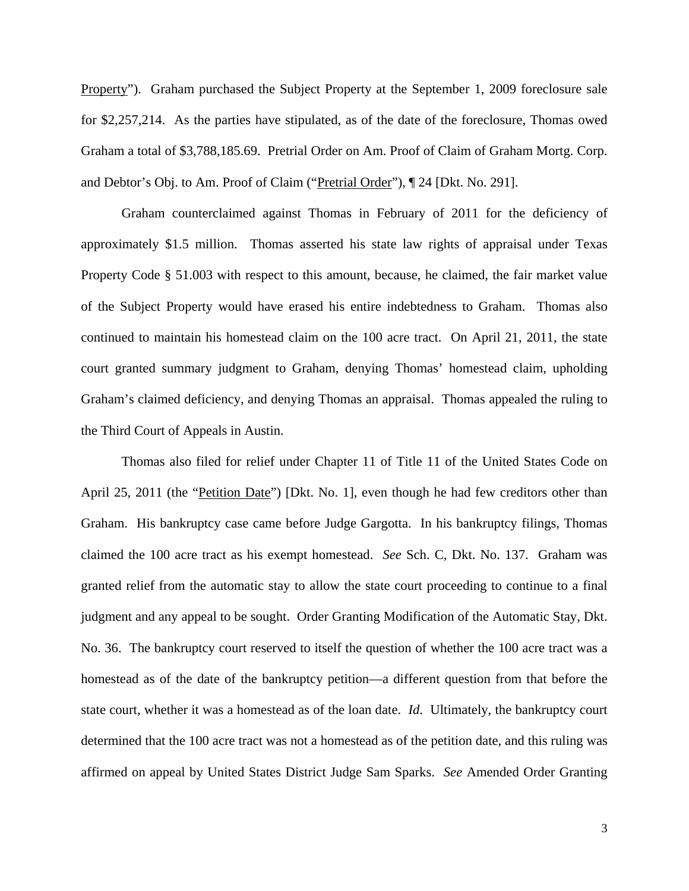Property"). Graham purchased the Subject Property at the September 1, 2009 foreclosure sale for $2,257,214. As the parties have stipulated, as of the date of the foreclosure, Thomas owed Graham a total of $3,788,185.69. Pretrial Order on Am. Proof of Claim of Graham Mortg. Corp. and Debtor's Obj. to Am. Proof of Claim ("Pretrial Order"), ¶ 24 [Dkt. No. 291].

Graham counterclaimed against Thomas in February of 2011 for the deficiency of approximately $1.5 million. Thomas asserted his state law rights of appraisal under Texas Property Code § 51.003 with respect to this amount, because, he claimed, the fair market value of the Subject Property would have erased his entire indebtedness to Graham. Thomas also continued to maintain his homestead claim on the 100 acre tract. On April 21, 2011, the state court granted summary judgment to Graham, denying Thomas' homestead claim, upholding Graham's claimed deficiency, and denying Thomas an appraisal. Thomas appealed the ruling to the Third Court of Appeals in Austin.

Thomas also filed for relief under Chapter 11 of Title 11 of the United States Code on April 25, 2011 (the "Petition Date") [Dkt. No. 1], even though he had few creditors other than Graham. His bankruptcy case came before Judge Gargotta. In his bankruptcy filings, Thomas claimed the 100 acre tract as his exempt homestead. *See* Sch. C, Dkt. No. 137. Graham was granted relief from the automatic stay to allow the state court proceeding to continue to a final judgment and any appeal to be sought. Order Granting Modification of the Automatic Stay, Dkt. No. 36. The bankruptcy court reserved to itself the question of whether the 100 acre tract was a homestead as of the date of the bankruptcy petition—a different question from that before the state court, whether it was a homestead as of the loan date. *Id*. Ultimately, the bankruptcy court determined that the 100 acre tract was not a homestead as of the petition date, and this ruling was affirmed on appeal by United States District Judge Sam Sparks. *See* Amended Order Granting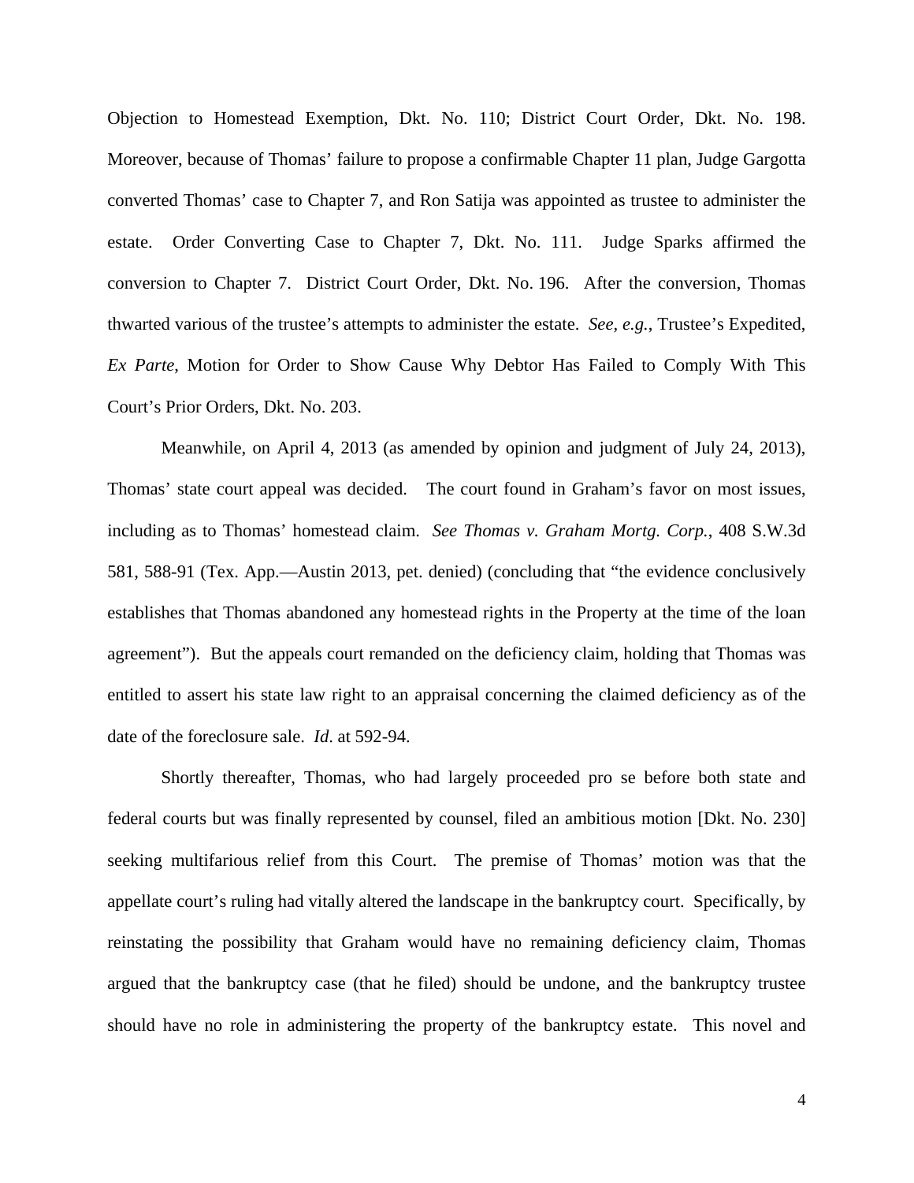Objection to Homestead Exemption, Dkt. No. 110; District Court Order, Dkt. No. 198. Moreover, because of Thomas' failure to propose a confirmable Chapter 11 plan, Judge Gargotta converted Thomas' case to Chapter 7, and Ron Satija was appointed as trustee to administer the estate. Order Converting Case to Chapter 7, Dkt. No. 111. Judge Sparks affirmed the conversion to Chapter 7. District Court Order, Dkt. No. 196. After the conversion, Thomas thwarted various of the trustee's attempts to administer the estate. *See, e.g.*, Trustee's Expedited, *Ex Parte*, Motion for Order to Show Cause Why Debtor Has Failed to Comply With This Court's Prior Orders, Dkt. No. 203.

Meanwhile, on April 4, 2013 (as amended by opinion and judgment of July 24, 2013), Thomas' state court appeal was decided. The court found in Graham's favor on most issues, including as to Thomas' homestead claim. *See Thomas v. Graham Mortg. Corp.*, 408 S.W.3d 581, 588-91 (Tex. App.—Austin 2013, pet. denied) (concluding that "the evidence conclusively establishes that Thomas abandoned any homestead rights in the Property at the time of the loan agreement"). But the appeals court remanded on the deficiency claim, holding that Thomas was entitled to assert his state law right to an appraisal concerning the claimed deficiency as of the date of the foreclosure sale. *Id*. at 592-94.

Shortly thereafter, Thomas, who had largely proceeded pro se before both state and federal courts but was finally represented by counsel, filed an ambitious motion [Dkt. No. 230] seeking multifarious relief from this Court. The premise of Thomas' motion was that the appellate court's ruling had vitally altered the landscape in the bankruptcy court. Specifically, by reinstating the possibility that Graham would have no remaining deficiency claim, Thomas argued that the bankruptcy case (that he filed) should be undone, and the bankruptcy trustee should have no role in administering the property of the bankruptcy estate. This novel and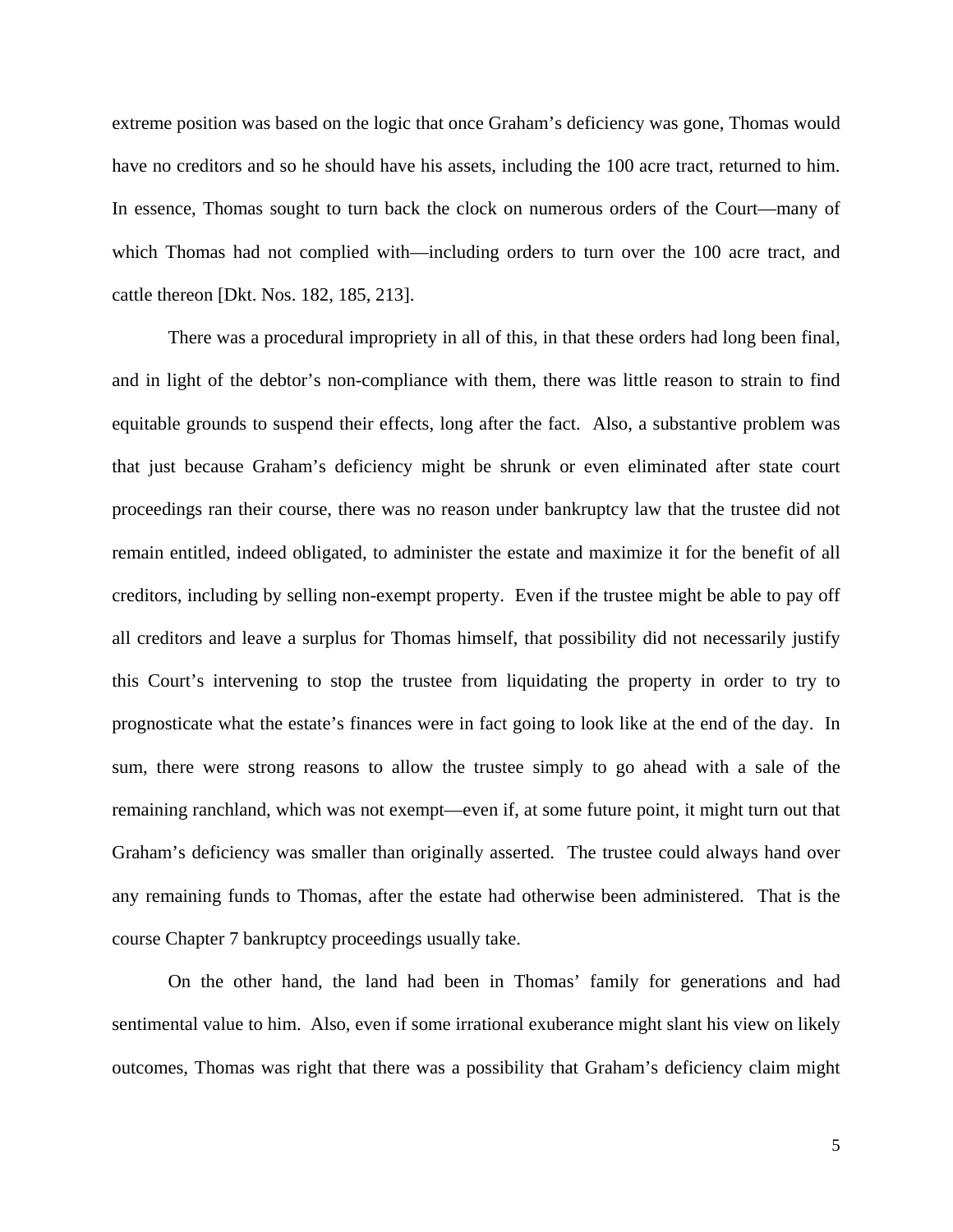extreme position was based on the logic that once Graham's deficiency was gone, Thomas would have no creditors and so he should have his assets, including the 100 acre tract, returned to him. In essence, Thomas sought to turn back the clock on numerous orders of the Court—many of which Thomas had not complied with—including orders to turn over the 100 acre tract, and cattle thereon [Dkt. Nos. 182, 185, 213].

There was a procedural impropriety in all of this, in that these orders had long been final, and in light of the debtor's non-compliance with them, there was little reason to strain to find equitable grounds to suspend their effects, long after the fact. Also, a substantive problem was that just because Graham's deficiency might be shrunk or even eliminated after state court proceedings ran their course, there was no reason under bankruptcy law that the trustee did not remain entitled, indeed obligated, to administer the estate and maximize it for the benefit of all creditors, including by selling non-exempt property. Even if the trustee might be able to pay off all creditors and leave a surplus for Thomas himself, that possibility did not necessarily justify this Court's intervening to stop the trustee from liquidating the property in order to try to prognosticate what the estate's finances were in fact going to look like at the end of the day. In sum, there were strong reasons to allow the trustee simply to go ahead with a sale of the remaining ranchland, which was not exempt—even if, at some future point, it might turn out that Graham's deficiency was smaller than originally asserted. The trustee could always hand over any remaining funds to Thomas, after the estate had otherwise been administered. That is the course Chapter 7 bankruptcy proceedings usually take.

On the other hand, the land had been in Thomas' family for generations and had sentimental value to him. Also, even if some irrational exuberance might slant his view on likely outcomes, Thomas was right that there was a possibility that Graham's deficiency claim might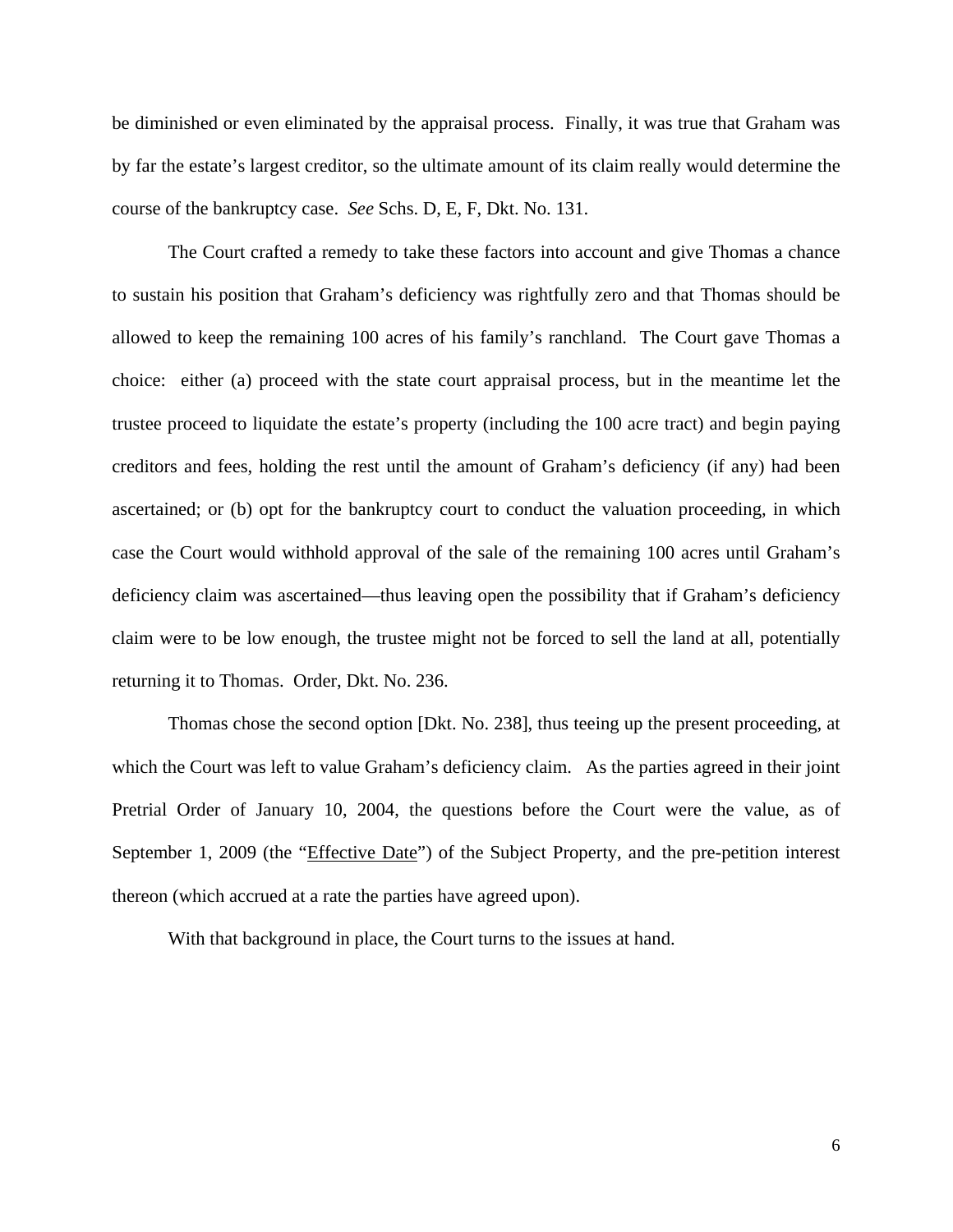be diminished or even eliminated by the appraisal process. Finally, it was true that Graham was by far the estate's largest creditor, so the ultimate amount of its claim really would determine the course of the bankruptcy case. *See* Schs. D, E, F, Dkt. No. 131.

The Court crafted a remedy to take these factors into account and give Thomas a chance to sustain his position that Graham's deficiency was rightfully zero and that Thomas should be allowed to keep the remaining 100 acres of his family's ranchland. The Court gave Thomas a choice: either (a) proceed with the state court appraisal process, but in the meantime let the trustee proceed to liquidate the estate's property (including the 100 acre tract) and begin paying creditors and fees, holding the rest until the amount of Graham's deficiency (if any) had been ascertained; or (b) opt for the bankruptcy court to conduct the valuation proceeding, in which case the Court would withhold approval of the sale of the remaining 100 acres until Graham's deficiency claim was ascertained—thus leaving open the possibility that if Graham's deficiency claim were to be low enough, the trustee might not be forced to sell the land at all, potentially returning it to Thomas. Order, Dkt. No. 236.

Thomas chose the second option [Dkt. No. 238], thus teeing up the present proceeding, at which the Court was left to value Graham's deficiency claim. As the parties agreed in their joint Pretrial Order of January 10, 2004, the questions before the Court were the value, as of September 1, 2009 (the "<u>Effective Date</u>") of the Subject Property, and the pre-petition interest thereon (which accrued at a rate the parties have agreed upon).

With that background in place, the Court turns to the issues at hand.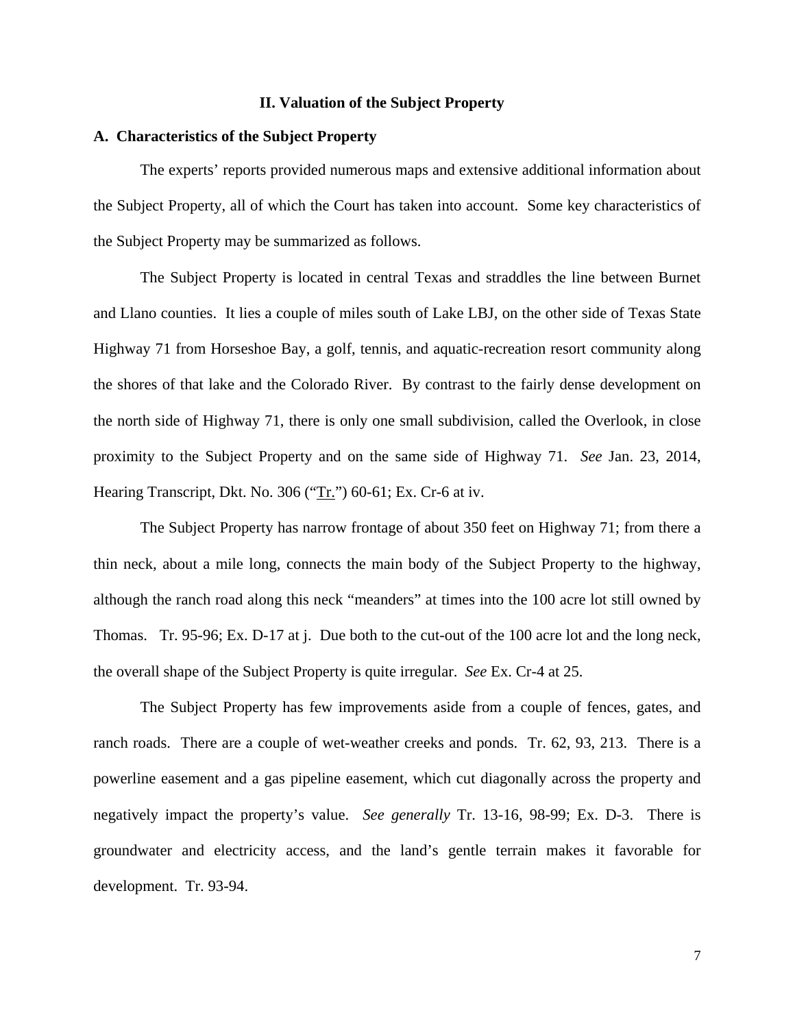## II. Valuation of the Subject Property

### A. Characteristics of the Subject Property

The experts' reports provided numerous maps and extensive additional information about the Subject Property, all of which the Court has taken into account. Some key characteristics of the Subject Property may be summarized as follows.

The Subject Property is located in central Texas and straddles the line between Burnet and Llano counties. It lies a couple of miles south of Lake LBJ, on the other side of Texas State Highway 71 from Horseshoe Bay, a golf, tennis, and aquatic-recreation resort community along the shores of that lake and the Colorado River. By contrast to the fairly dense development on the north side of Highway 71, there is only one small subdivision, called the Overlook, in close proximity to the Subject Property and on the same side of Highway 71. *See* Jan. 23, 2014, Hearing Transcript, Dkt. No. 306 ("Tr.") 60-61; Ex. Cr-6 at iv.

The Subject Property has narrow frontage of about 350 feet on Highway 71; from there a thin neck, about a mile long, connects the main body of the Subject Property to the highway, although the ranch road along this neck "meanders" at times into the 100 acre lot still owned by Thomas. Tr. 95-96; Ex. D-17 at j. Due both to the cut-out of the 100 acre lot and the long neck, the overall shape of the Subject Property is quite irregular. *See* Ex. Cr-4 at 25.

The Subject Property has few improvements aside from a couple of fences, gates, and ranch roads. There are a couple of wet-weather creeks and ponds. Tr. 62, 93, 213. There is a powerline easement and a gas pipeline easement, which cut diagonally across the property and negatively impact the property's value. *See generally* Tr. 13-16, 98-99; Ex. D-3. There is groundwater and electricity access, and the land's gentle terrain makes it favorable for development. Tr. 93-94.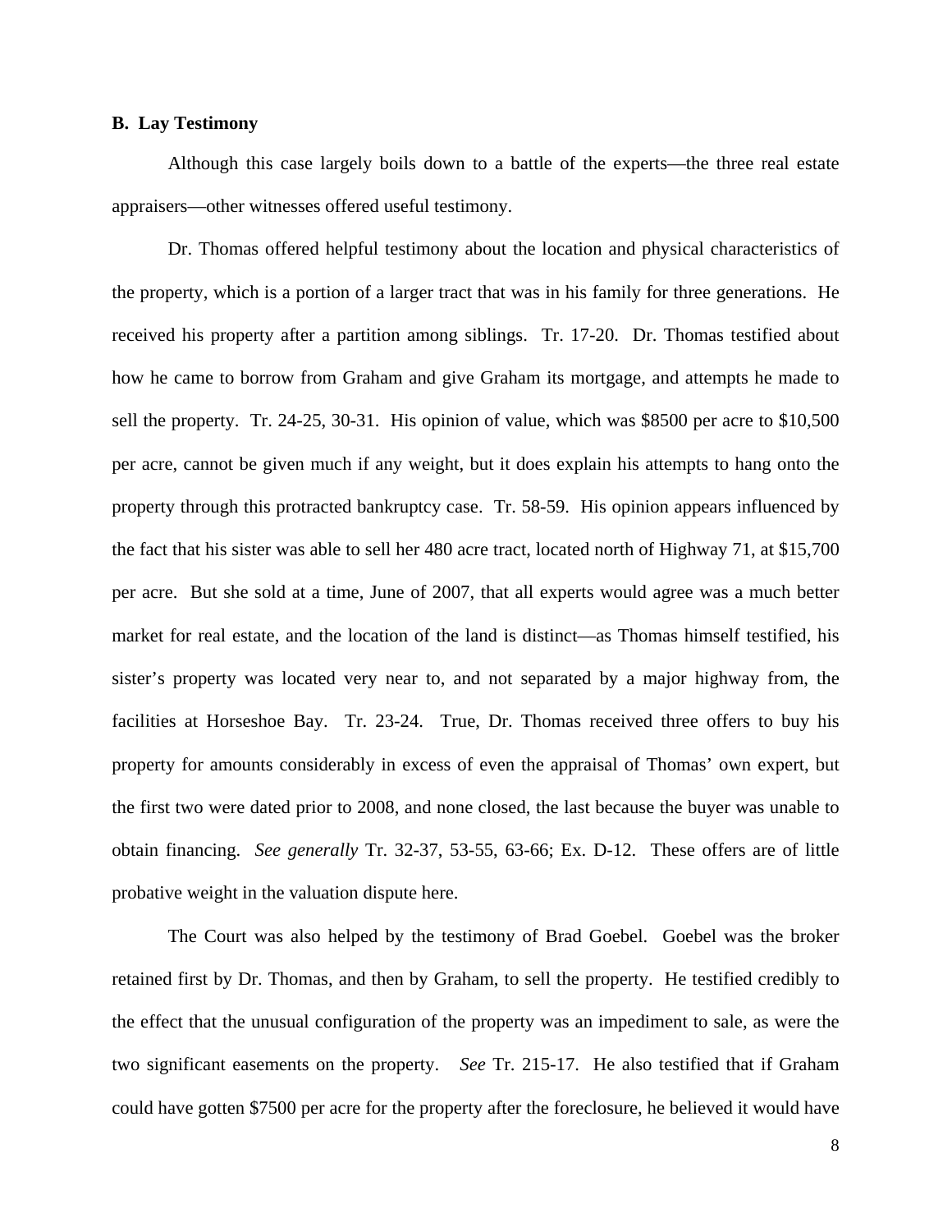### B. Lay Testimony

Although this case largely boils down to a battle of the experts—the three real estate appraisers—other witnesses offered useful testimony.

Dr. Thomas offered helpful testimony about the location and physical characteristics of the property, which is a portion of a larger tract that was in his family for three generations. He received his property after a partition among siblings. Tr. 17-20. Dr. Thomas testified about how he came to borrow from Graham and give Graham its mortgage, and attempts he made to sell the property. Tr. 24-25, 30-31. His opinion of value, which was $8500 per acre to $10,500 per acre, cannot be given much if any weight, but it does explain his attempts to hang onto the property through this protracted bankruptcy case. Tr. 58-59. His opinion appears influenced by the fact that his sister was able to sell her 480 acre tract, located north of Highway 71, at $15,700 per acre. But she sold at a time, June of 2007, that all experts would agree was a much better market for real estate, and the location of the land is distinct—as Thomas himself testified, his sister's property was located very near to, and not separated by a major highway from, the facilities at Horseshoe Bay. Tr. 23-24. True, Dr. Thomas received three offers to buy his property for amounts considerably in excess of even the appraisal of Thomas' own expert, but the first two were dated prior to 2008, and none closed, the last because the buyer was unable to obtain financing. *See generally* Tr. 32-37, 53-55, 63-66; Ex. D-12. These offers are of little probative weight in the valuation dispute here.

The Court was also helped by the testimony of Brad Goebel. Goebel was the broker retained first by Dr. Thomas, and then by Graham, to sell the property. He testified credibly to the effect that the unusual configuration of the property was an impediment to sale, as were the two significant easements on the property. *See* Tr. 215-17. He also testified that if Graham could have gotten $7500 per acre for the property after the foreclosure, he believed it would have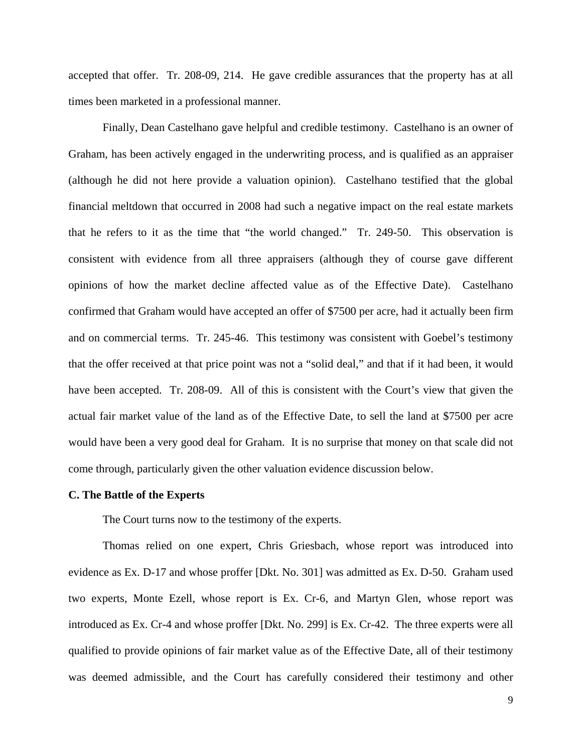accepted that offer. Tr. 208-09, 214. He gave credible assurances that the property has at all times been marketed in a professional manner.

Finally, Dean Castelhano gave helpful and credible testimony. Castelhano is an owner of Graham, has been actively engaged in the underwriting process, and is qualified as an appraiser (although he did not here provide a valuation opinion). Castelhano testified that the global financial meltdown that occurred in 2008 had such a negative impact on the real estate markets that he refers to it as the time that "the world changed." Tr. 249-50. This observation is consistent with evidence from all three appraisers (although they of course gave different opinions of how the market decline affected value as of the Effective Date). Castelhano confirmed that Graham would have accepted an offer of $7500 per acre, had it actually been firm and on commercial terms. Tr. 245-46. This testimony was consistent with Goebel's testimony that the offer received at that price point was not a "solid deal," and that if it had been, it would have been accepted. Tr. 208-09. All of this is consistent with the Court's view that given the actual fair market value of the land as of the Effective Date, to sell the land at $7500 per acre would have been a very good deal for Graham. It is no surprise that money on that scale did not come through, particularly given the other valuation evidence discussion below.

**C. The Battle of the Experts**

The Court turns now to the testimony of the experts.

Thomas relied on one expert, Chris Griesbach, whose report was introduced into evidence as Ex. D-17 and whose proffer [Dkt. No. 301] was admitted as Ex. D-50. Graham used two experts, Monte Ezell, whose report is Ex. Cr-6, and Martyn Glen, whose report was introduced as Ex. Cr-4 and whose proffer [Dkt. No. 299] is Ex. Cr-42. The three experts were all qualified to provide opinions of fair market value as of the Effective Date, all of their testimony was deemed admissible, and the Court has carefully considered their testimony and other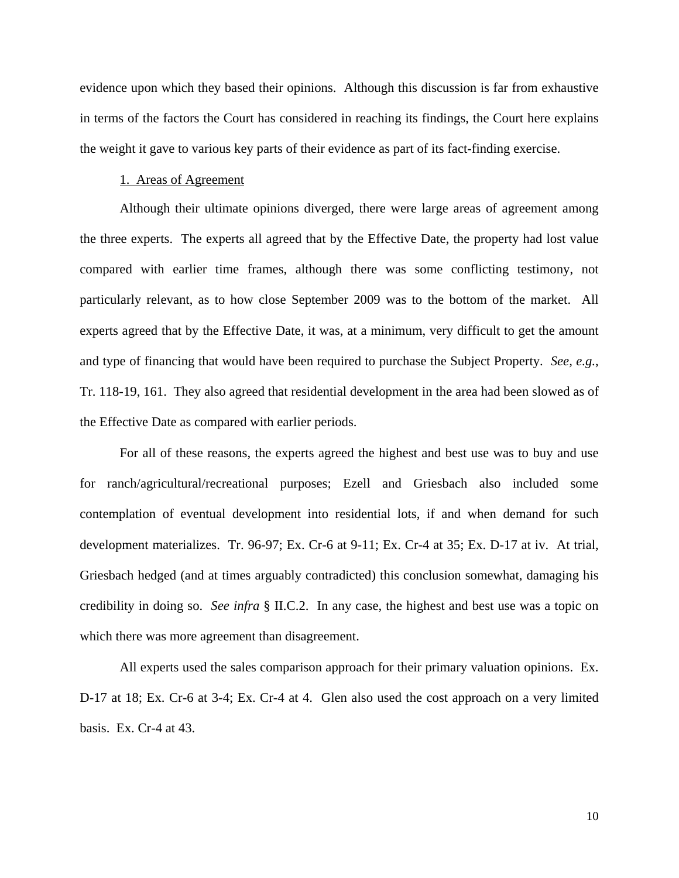evidence upon which they based their opinions. Although this discussion is far from exhaustive in terms of the factors the Court has considered in reaching its findings, the Court here explains the weight it gave to various key parts of their evidence as part of its fact-finding exercise.

1. <u>Areas of Agreement</u>

Although their ultimate opinions diverged, there were large areas of agreement among the three experts. The experts all agreed that by the Effective Date, the property had lost value compared with earlier time frames, although there was some conflicting testimony, not particularly relevant, as to how close September 2009 was to the bottom of the market. All experts agreed that by the Effective Date, it was, at a minimum, very difficult to get the amount and type of financing that would have been required to purchase the Subject Property. *See, e.g.*, Tr. 118-19, 161. They also agreed that residential development in the area had been slowed as of the Effective Date as compared with earlier periods.

For all of these reasons, the experts agreed the highest and best use was to buy and use for ranch/agricultural/recreational purposes; Ezell and Griesbach also included some contemplation of eventual development into residential lots, if and when demand for such development materializes. Tr. 96-97; Ex. Cr-6 at 9-11; Ex. Cr-4 at 35; Ex. D-17 at iv. At trial, Griesbach hedged (and at times arguably contradicted) this conclusion somewhat, damaging his credibility in doing so. *See infra* § II.C.2. In any case, the highest and best use was a topic on which there was more agreement than disagreement.

All experts used the sales comparison approach for their primary valuation opinions. Ex. D-17 at 18; Ex. Cr-6 at 3-4; Ex. Cr-4 at 4. Glen also used the cost approach on a very limited basis. Ex. Cr-4 at 43.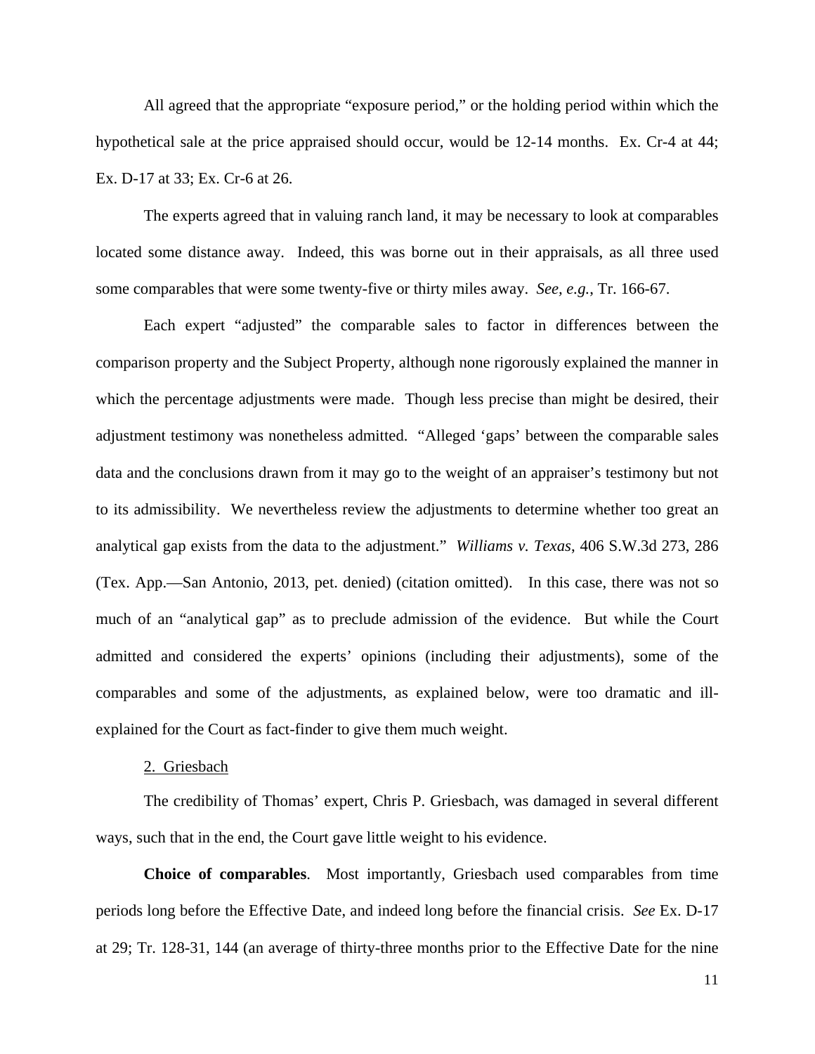All agreed that the appropriate "exposure period," or the holding period within which the hypothetical sale at the price appraised should occur, would be 12-14 months. Ex. Cr-4 at 44; Ex. D-17 at 33; Ex. Cr-6 at 26.

The experts agreed that in valuing ranch land, it may be necessary to look at comparables located some distance away. Indeed, this was borne out in their appraisals, as all three used some comparables that were some twenty-five or thirty miles away. *See, e.g.*, Tr. 166-67.

Each expert "adjusted" the comparable sales to factor in differences between the comparison property and the Subject Property, although none rigorously explained the manner in which the percentage adjustments were made. Though less precise than might be desired, their adjustment testimony was nonetheless admitted. "Alleged 'gaps' between the comparable sales data and the conclusions drawn from it may go to the weight of an appraiser's testimony but not to its admissibility. We nevertheless review the adjustments to determine whether too great an analytical gap exists from the data to the adjustment." *Williams v. Texas*, 406 S.W.3d 273, 286 (Tex. App.—San Antonio, 2013, pet. denied) (citation omitted). In this case, there was not so much of an "analytical gap" as to preclude admission of the evidence. But while the Court admitted and considered the experts' opinions (including their adjustments), some of the comparables and some of the adjustments, as explained below, were too dramatic and ill-explained for the Court as fact-finder to give them much weight.

2. Griesbach

The credibility of Thomas' expert, Chris P. Griesbach, was damaged in several different ways, such that in the end, the Court gave little weight to his evidence.

**Choice of comparables**. Most importantly, Griesbach used comparables from time periods long before the Effective Date, and indeed long before the financial crisis. *See* Ex. D-17 at 29; Tr. 128-31, 144 (an average of thirty-three months prior to the Effective Date for the nine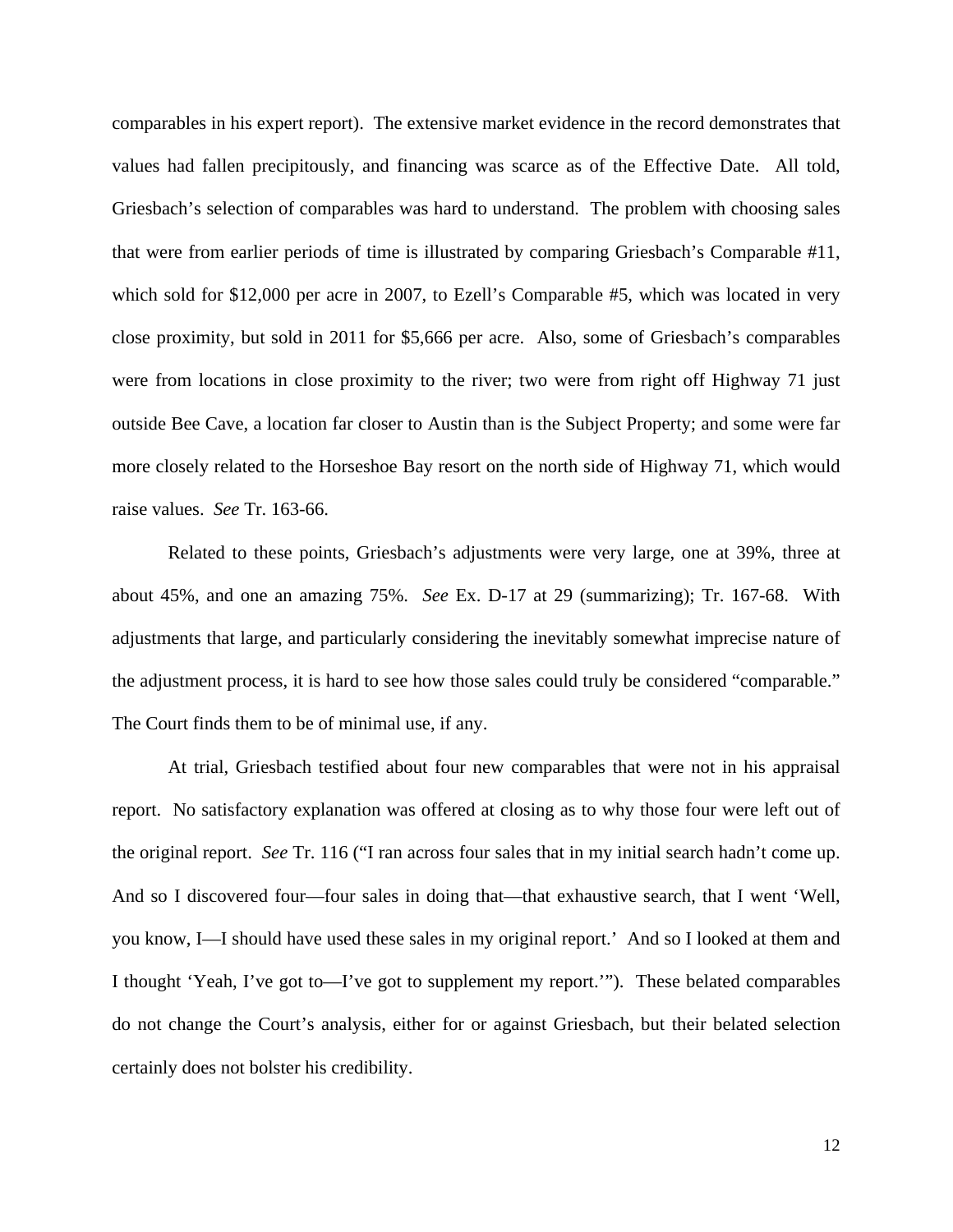comparables in his expert report). The extensive market evidence in the record demonstrates that values had fallen precipitously, and financing was scarce as of the Effective Date. All told, Griesbach's selection of comparables was hard to understand. The problem with choosing sales that were from earlier periods of time is illustrated by comparing Griesbach's Comparable #11, which sold for $12,000 per acre in 2007, to Ezell's Comparable #5, which was located in very close proximity, but sold in 2011 for $5,666 per acre. Also, some of Griesbach's comparables were from locations in close proximity to the river; two were from right off Highway 71 just outside Bee Cave, a location far closer to Austin than is the Subject Property; and some were far more closely related to the Horseshoe Bay resort on the north side of Highway 71, which would raise values. *See* Tr. 163-66.

Related to these points, Griesbach's adjustments were very large, one at 39%, three at about 45%, and one an amazing 75%. *See* Ex. D-17 at 29 (summarizing); Tr. 167-68. With adjustments that large, and particularly considering the inevitably somewhat imprecise nature of the adjustment process, it is hard to see how those sales could truly be considered "comparable." The Court finds them to be of minimal use, if any.

At trial, Griesbach testified about four new comparables that were not in his appraisal report. No satisfactory explanation was offered at closing as to why those four were left out of the original report. *See* Tr. 116 ("I ran across four sales that in my initial search hadn't come up. And so I discovered four—four sales in doing that—that exhaustive search, that I went 'Well, you know, I—I should have used these sales in my original report.' And so I looked at them and I thought 'Yeah, I've got to—I've got to supplement my report.'"). These belated comparables do not change the Court's analysis, either for or against Griesbach, but their belated selection certainly does not bolster his credibility.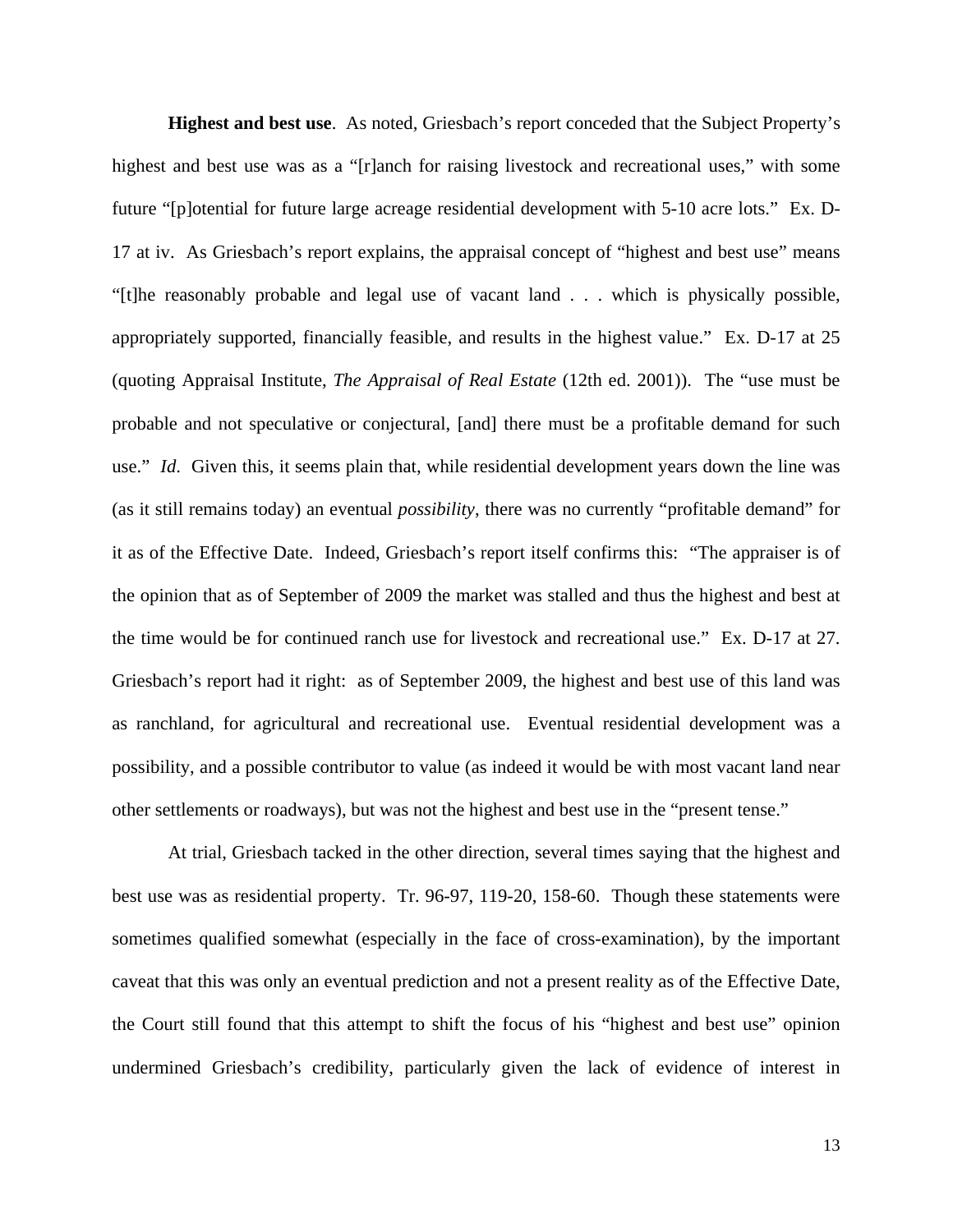**Highest and best use**. As noted, Griesbach's report conceded that the Subject Property's highest and best use was as a "[r]anch for raising livestock and recreational uses," with some future "[p]otential for future large acreage residential development with 5-10 acre lots." Ex. D-17 at iv. As Griesbach's report explains, the appraisal concept of "highest and best use" means "[t]he reasonably probable and legal use of vacant land . . . which is physically possible, appropriately supported, financially feasible, and results in the highest value." Ex. D-17 at 25 (quoting Appraisal Institute, *The Appraisal of Real Estate* (12th ed. 2001)). The "use must be probable and not speculative or conjectural, [and] there must be a profitable demand for such use." *Id*. Given this, it seems plain that, while residential development years down the line was (as it still remains today) an eventual *possibility*, there was no currently "profitable demand" for it as of the Effective Date. Indeed, Griesbach's report itself confirms this: "The appraiser is of the opinion that as of September of 2009 the market was stalled and thus the highest and best at the time would be for continued ranch use for livestock and recreational use." Ex. D-17 at 27. Griesbach's report had it right: as of September 2009, the highest and best use of this land was as ranchland, for agricultural and recreational use. Eventual residential development was a possibility, and a possible contributor to value (as indeed it would be with most vacant land near other settlements or roadways), but was not the highest and best use in the "present tense."

At trial, Griesbach tacked in the other direction, several times saying that the highest and best use was as residential property. Tr. 96-97, 119-20, 158-60. Though these statements were sometimes qualified somewhat (especially in the face of cross-examination), by the important caveat that this was only an eventual prediction and not a present reality as of the Effective Date, the Court still found that this attempt to shift the focus of his "highest and best use" opinion undermined Griesbach's credibility, particularly given the lack of evidence of interest in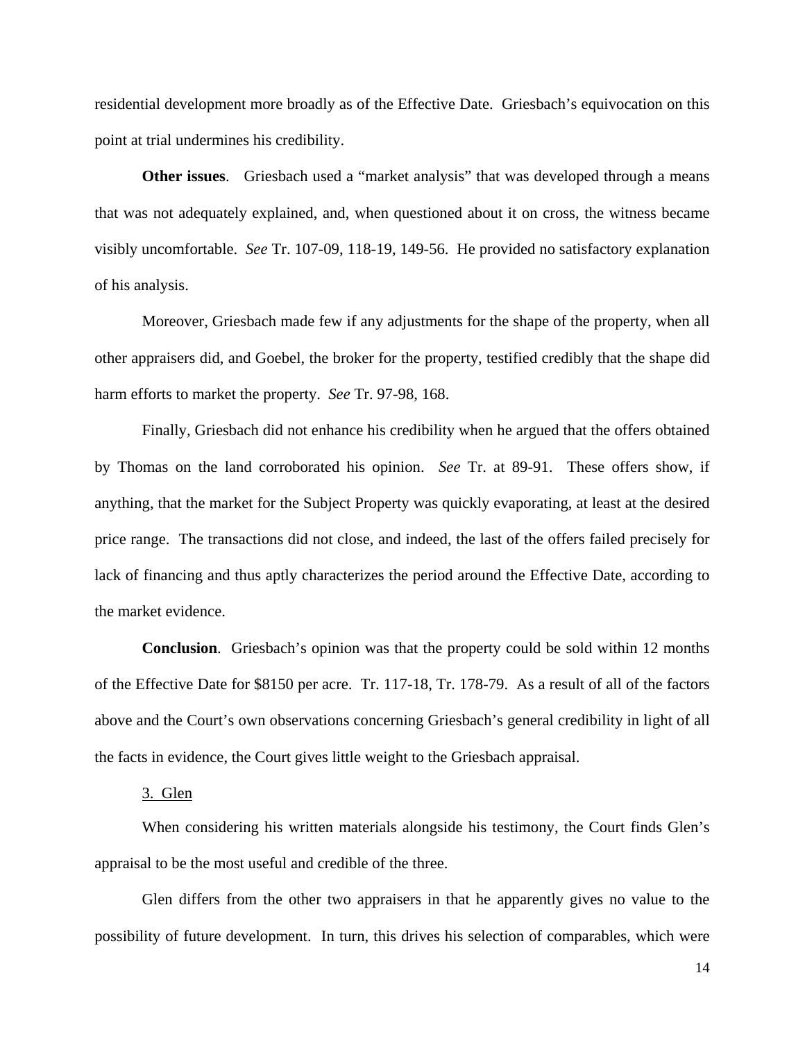residential development more broadly as of the Effective Date. Griesbach's equivocation on this point at trial undermines his credibility.

**Other issues**. Griesbach used a "market analysis" that was developed through a means that was not adequately explained, and, when questioned about it on cross, the witness became visibly uncomfortable. *See* Tr. 107-09, 118-19, 149-56. He provided no satisfactory explanation of his analysis.

Moreover, Griesbach made few if any adjustments for the shape of the property, when all other appraisers did, and Goebel, the broker for the property, testified credibly that the shape did harm efforts to market the property. *See* Tr. 97-98, 168.

Finally, Griesbach did not enhance his credibility when he argued that the offers obtained by Thomas on the land corroborated his opinion. *See* Tr. at 89-91. These offers show, if anything, that the market for the Subject Property was quickly evaporating, at least at the desired price range. The transactions did not close, and indeed, the last of the offers failed precisely for lack of financing and thus aptly characterizes the period around the Effective Date, according to the market evidence.

**Conclusion**. Griesbach's opinion was that the property could be sold within 12 months of the Effective Date for $8150 per acre. Tr. 117-18, Tr. 178-79. As a result of all of the factors above and the Court's own observations concerning Griesbach's general credibility in light of all the facts in evidence, the Court gives little weight to the Griesbach appraisal.

3. Glen

When considering his written materials alongside his testimony, the Court finds Glen's appraisal to be the most useful and credible of the three.

Glen differs from the other two appraisers in that he apparently gives no value to the possibility of future development. In turn, this drives his selection of comparables, which were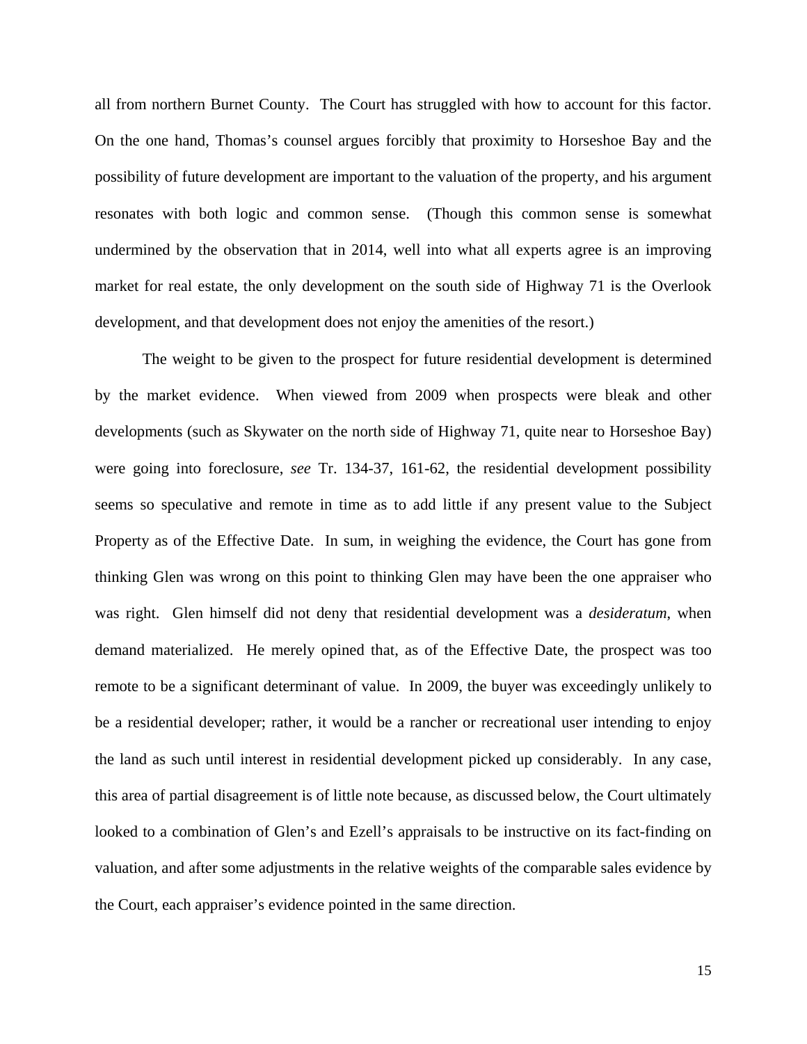all from northern Burnet County. The Court has struggled with how to account for this factor. On the one hand, Thomas's counsel argues forcibly that proximity to Horseshoe Bay and the possibility of future development are important to the valuation of the property, and his argument resonates with both logic and common sense. (Though this common sense is somewhat undermined by the observation that in 2014, well into what all experts agree is an improving market for real estate, the only development on the south side of Highway 71 is the Overlook development, and that development does not enjoy the amenities of the resort.)

The weight to be given to the prospect for future residential development is determined by the market evidence. When viewed from 2009 when prospects were bleak and other developments (such as Skywater on the north side of Highway 71, quite near to Horseshoe Bay) were going into foreclosure, *see* Tr. 134-37, 161-62, the residential development possibility seems so speculative and remote in time as to add little if any present value to the Subject Property as of the Effective Date. In sum, in weighing the evidence, the Court has gone from thinking Glen was wrong on this point to thinking Glen may have been the one appraiser who was right. Glen himself did not deny that residential development was a *desideratum*, when demand materialized. He merely opined that, as of the Effective Date, the prospect was too remote to be a significant determinant of value. In 2009, the buyer was exceedingly unlikely to be a residential developer; rather, it would be a rancher or recreational user intending to enjoy the land as such until interest in residential development picked up considerably. In any case, this area of partial disagreement is of little note because, as discussed below, the Court ultimately looked to a combination of Glen's and Ezell's appraisals to be instructive on its fact-finding on valuation, and after some adjustments in the relative weights of the comparable sales evidence by the Court, each appraiser's evidence pointed in the same direction.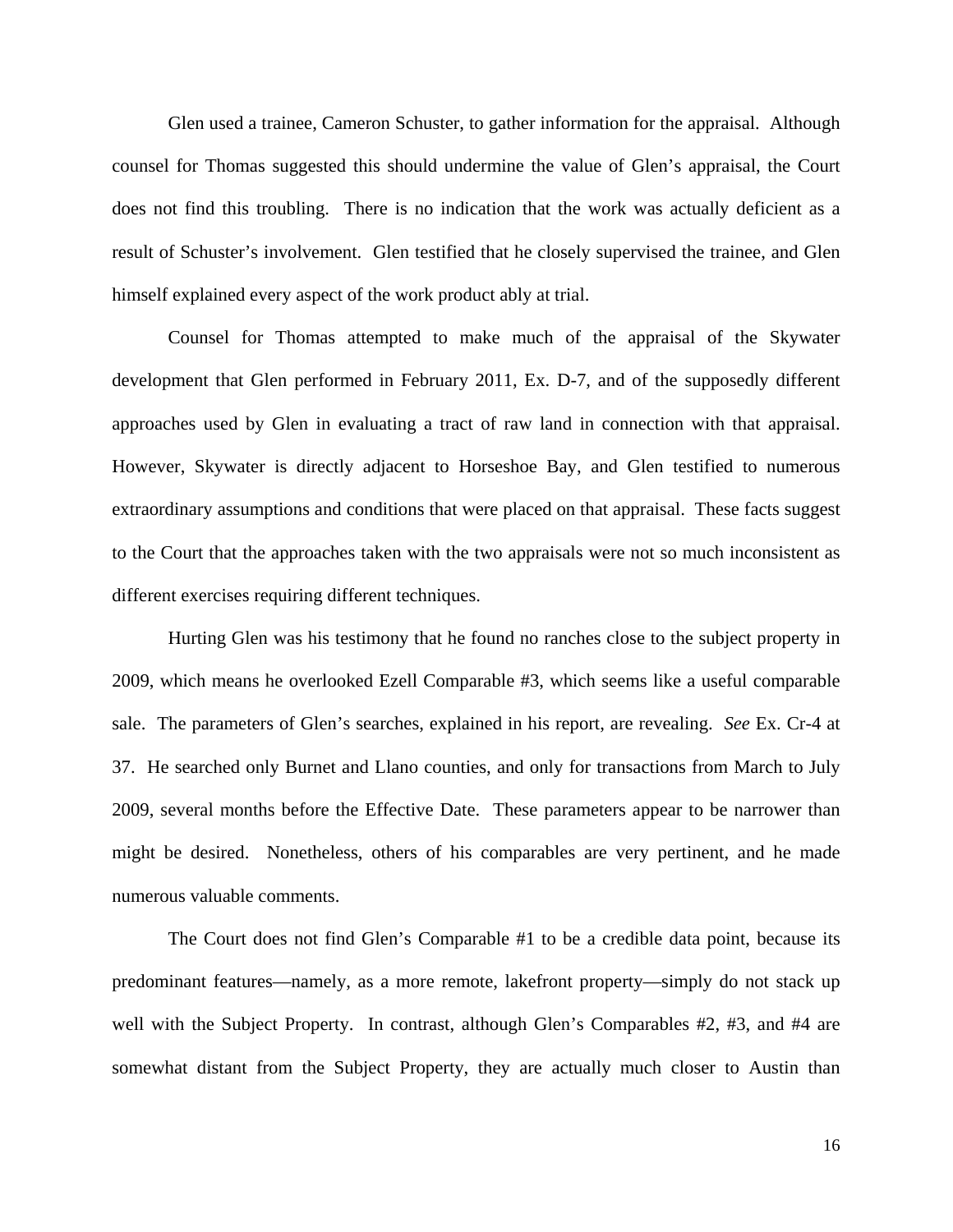Glen used a trainee, Cameron Schuster, to gather information for the appraisal. Although counsel for Thomas suggested this should undermine the value of Glen's appraisal, the Court does not find this troubling. There is no indication that the work was actually deficient as a result of Schuster's involvement. Glen testified that he closely supervised the trainee, and Glen himself explained every aspect of the work product ably at trial.

Counsel for Thomas attempted to make much of the appraisal of the Skywater development that Glen performed in February 2011, Ex. D-7, and of the supposedly different approaches used by Glen in evaluating a tract of raw land in connection with that appraisal. However, Skywater is directly adjacent to Horseshoe Bay, and Glen testified to numerous extraordinary assumptions and conditions that were placed on that appraisal. These facts suggest to the Court that the approaches taken with the two appraisals were not so much inconsistent as different exercises requiring different techniques.

Hurting Glen was his testimony that he found no ranches close to the subject property in 2009, which means he overlooked Ezell Comparable #3, which seems like a useful comparable sale. The parameters of Glen's searches, explained in his report, are revealing. *See* Ex. Cr-4 at 37. He searched only Burnet and Llano counties, and only for transactions from March to July 2009, several months before the Effective Date. These parameters appear to be narrower than might be desired. Nonetheless, others of his comparables are very pertinent, and he made numerous valuable comments.

The Court does not find Glen's Comparable #1 to be a credible data point, because its predominant features—namely, as a more remote, lakefront property—simply do not stack up well with the Subject Property. In contrast, although Glen's Comparables #2, #3, and #4 are somewhat distant from the Subject Property, they are actually much closer to Austin than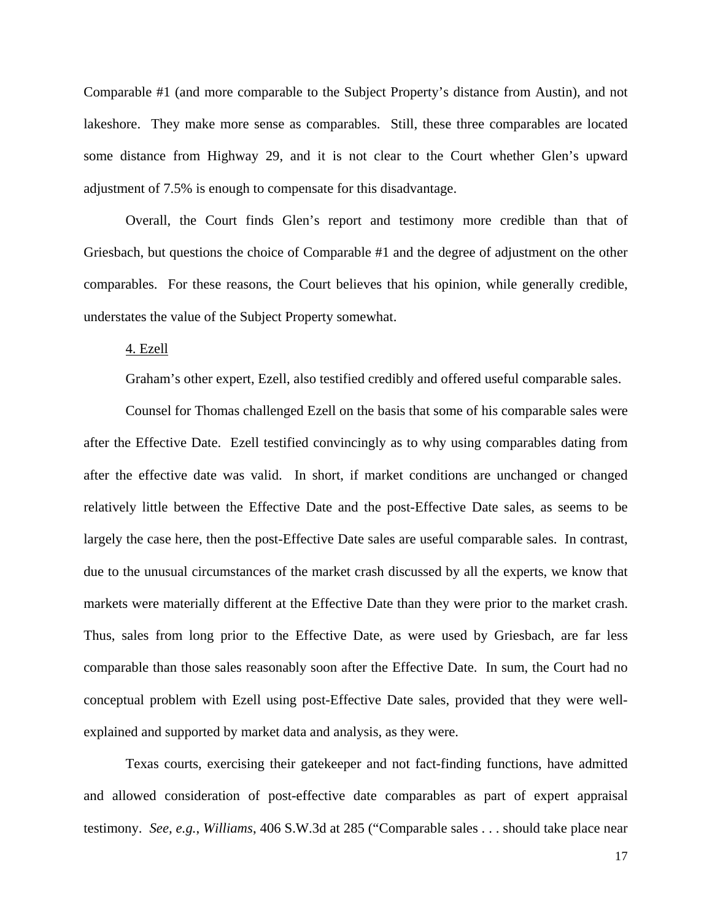Comparable #1 (and more comparable to the Subject Property's distance from Austin), and not lakeshore. They make more sense as comparables. Still, these three comparables are located some distance from Highway 29, and it is not clear to the Court whether Glen's upward adjustment of 7.5% is enough to compensate for this disadvantage.

Overall, the Court finds Glen's report and testimony more credible than that of Griesbach, but questions the choice of Comparable #1 and the degree of adjustment on the other comparables. For these reasons, the Court believes that his opinion, while generally credible, understates the value of the Subject Property somewhat.

4. Ezell

Graham's other expert, Ezell, also testified credibly and offered useful comparable sales.

Counsel for Thomas challenged Ezell on the basis that some of his comparable sales were after the Effective Date. Ezell testified convincingly as to why using comparables dating from after the effective date was valid. In short, if market conditions are unchanged or changed relatively little between the Effective Date and the post-Effective Date sales, as seems to be largely the case here, then the post-Effective Date sales are useful comparable sales. In contrast, due to the unusual circumstances of the market crash discussed by all the experts, we know that markets were materially different at the Effective Date than they were prior to the market crash. Thus, sales from long prior to the Effective Date, as were used by Griesbach, are far less comparable than those sales reasonably soon after the Effective Date. In sum, the Court had no conceptual problem with Ezell using post-Effective Date sales, provided that they were well-explained and supported by market data and analysis, as they were.

Texas courts, exercising their gatekeeper and not fact-finding functions, have admitted and allowed consideration of post-effective date comparables as part of expert appraisal testimony. *See, e.g.*, *Williams*, 406 S.W.3d at 285 ("Comparable sales . . . should take place near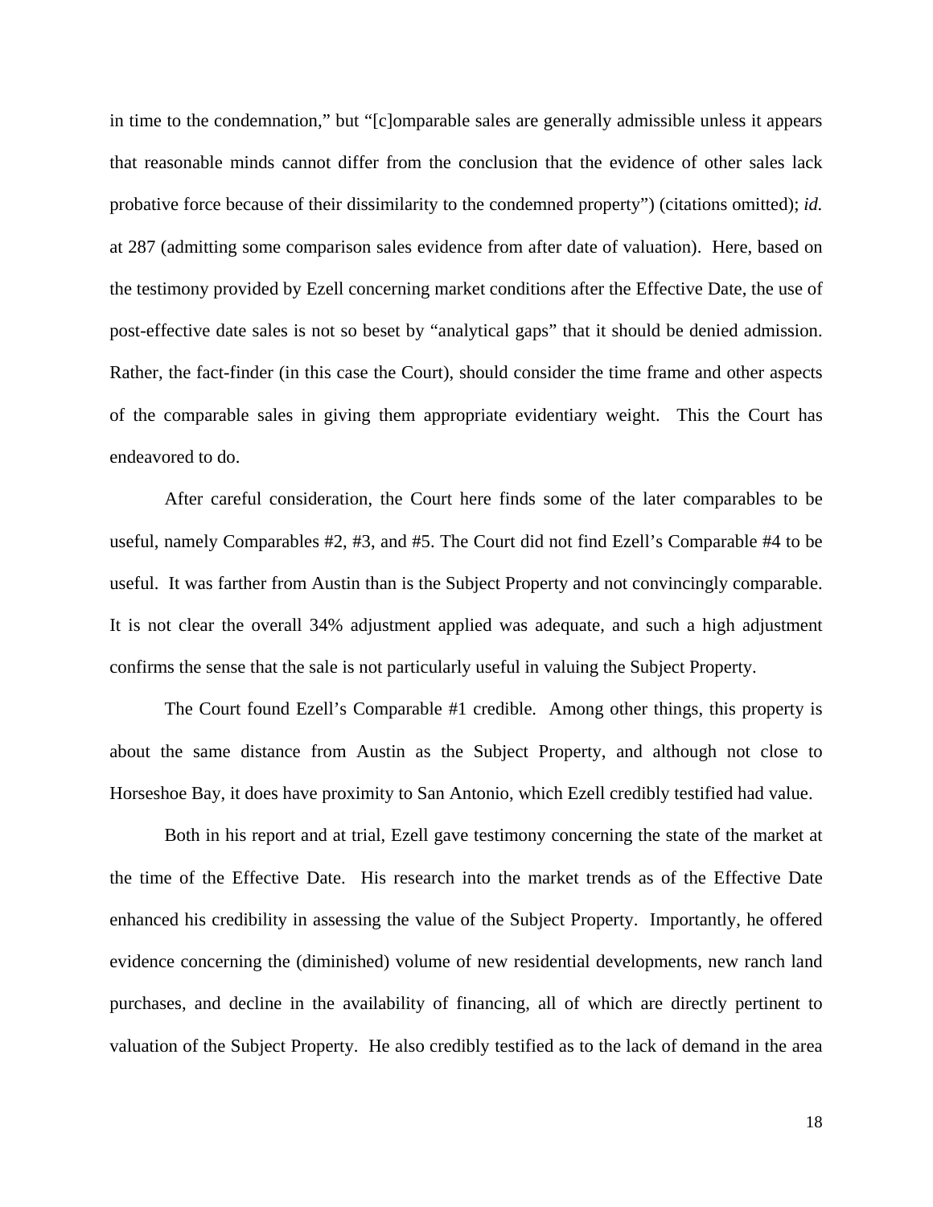in time to the condemnation," but "[c]omparable sales are generally admissible unless it appears that reasonable minds cannot differ from the conclusion that the evidence of other sales lack probative force because of their dissimilarity to the condemned property") (citations omitted); *id.* at 287 (admitting some comparison sales evidence from after date of valuation). Here, based on the testimony provided by Ezell concerning market conditions after the Effective Date, the use of post-effective date sales is not so beset by "analytical gaps" that it should be denied admission. Rather, the fact-finder (in this case the Court), should consider the time frame and other aspects of the comparable sales in giving them appropriate evidentiary weight. This the Court has endeavored to do.

After careful consideration, the Court here finds some of the later comparables to be useful, namely Comparables #2, #3, and #5. The Court did not find Ezell's Comparable #4 to be useful. It was farther from Austin than is the Subject Property and not convincingly comparable. It is not clear the overall 34% adjustment applied was adequate, and such a high adjustment confirms the sense that the sale is not particularly useful in valuing the Subject Property.

The Court found Ezell's Comparable #1 credible. Among other things, this property is about the same distance from Austin as the Subject Property, and although not close to Horseshoe Bay, it does have proximity to San Antonio, which Ezell credibly testified had value.

Both in his report and at trial, Ezell gave testimony concerning the state of the market at the time of the Effective Date. His research into the market trends as of the Effective Date enhanced his credibility in assessing the value of the Subject Property. Importantly, he offered evidence concerning the (diminished) volume of new residential developments, new ranch land purchases, and decline in the availability of financing, all of which are directly pertinent to valuation of the Subject Property. He also credibly testified as to the lack of demand in the area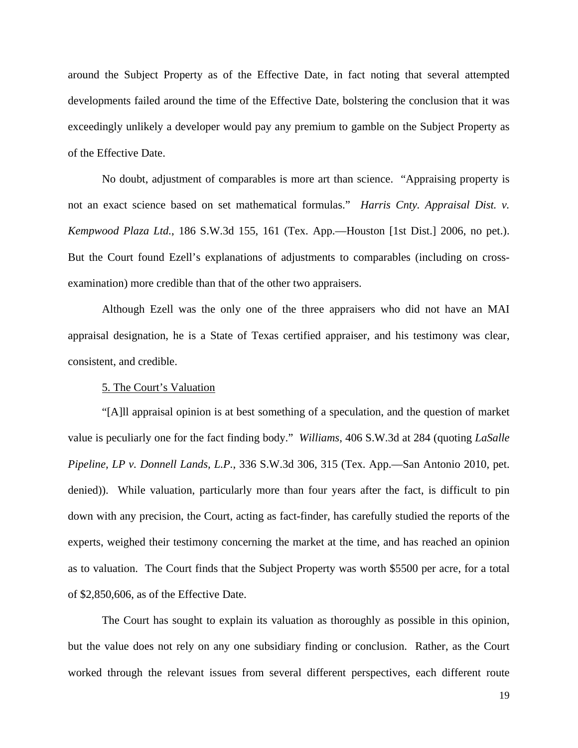around the Subject Property as of the Effective Date, in fact noting that several attempted developments failed around the time of the Effective Date, bolstering the conclusion that it was exceedingly unlikely a developer would pay any premium to gamble on the Subject Property as of the Effective Date.

No doubt, adjustment of comparables is more art than science. "Appraising property is not an exact science based on set mathematical formulas." *Harris Cnty. Appraisal Dist. v. Kempwood Plaza Ltd.*, 186 S.W.3d 155, 161 (Tex. App.—Houston [1st Dist.] 2006, no pet.). But the Court found Ezell's explanations of adjustments to comparables (including on cross-examination) more credible than that of the other two appraisers.

Although Ezell was the only one of the three appraisers who did not have an MAI appraisal designation, he is a State of Texas certified appraiser, and his testimony was clear, consistent, and credible.

5. The Court's Valuation

"[A]ll appraisal opinion is at best something of a speculation, and the question of market value is peculiarly one for the fact finding body." *Williams*, 406 S.W.3d at 284 (quoting *LaSalle Pipeline, LP v. Donnell Lands, L.P.*, 336 S.W.3d 306, 315 (Tex. App.—San Antonio 2010, pet. denied)). While valuation, particularly more than four years after the fact, is difficult to pin down with any precision, the Court, acting as fact-finder, has carefully studied the reports of the experts, weighed their testimony concerning the market at the time, and has reached an opinion as to valuation. The Court finds that the Subject Property was worth $5500 per acre, for a total of $2,850,606, as of the Effective Date.

The Court has sought to explain its valuation as thoroughly as possible in this opinion, but the value does not rely on any one subsidiary finding or conclusion. Rather, as the Court worked through the relevant issues from several different perspectives, each different route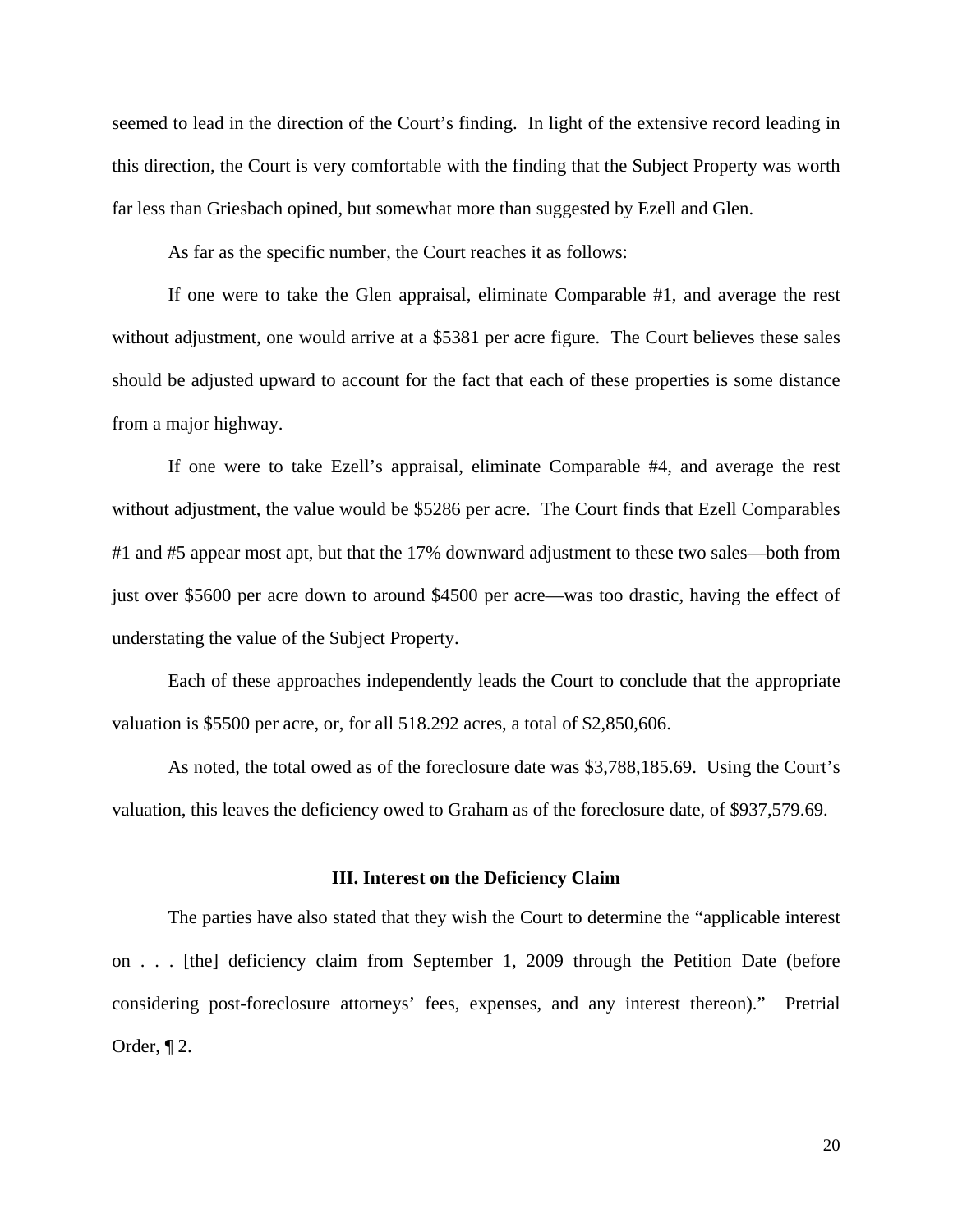seemed to lead in the direction of the Court's finding. In light of the extensive record leading in this direction, the Court is very comfortable with the finding that the Subject Property was worth far less than Griesbach opined, but somewhat more than suggested by Ezell and Glen.

As far as the specific number, the Court reaches it as follows:

If one were to take the Glen appraisal, eliminate Comparable #1, and average the rest without adjustment, one would arrive at a $5381 per acre figure. The Court believes these sales should be adjusted upward to account for the fact that each of these properties is some distance from a major highway.

If one were to take Ezell's appraisal, eliminate Comparable #4, and average the rest without adjustment, the value would be $5286 per acre. The Court finds that Ezell Comparables #1 and #5 appear most apt, but that the 17% downward adjustment to these two sales—both from just over $5600 per acre down to around $4500 per acre—was too drastic, having the effect of understating the value of the Subject Property.

Each of these approaches independently leads the Court to conclude that the appropriate valuation is $5500 per acre, or, for all 518.292 acres, a total of $2,850,606.

As noted, the total owed as of the foreclosure date was $3,788,185.69. Using the Court's valuation, this leaves the deficiency owed to Graham as of the foreclosure date, of $937,579.69.

### III. Interest on the Deficiency Claim

The parties have also stated that they wish the Court to determine the "applicable interest on . . . [the] deficiency claim from September 1, 2009 through the Petition Date (before considering post-foreclosure attorneys' fees, expenses, and any interest thereon)." Pretrial Order, ¶ 2.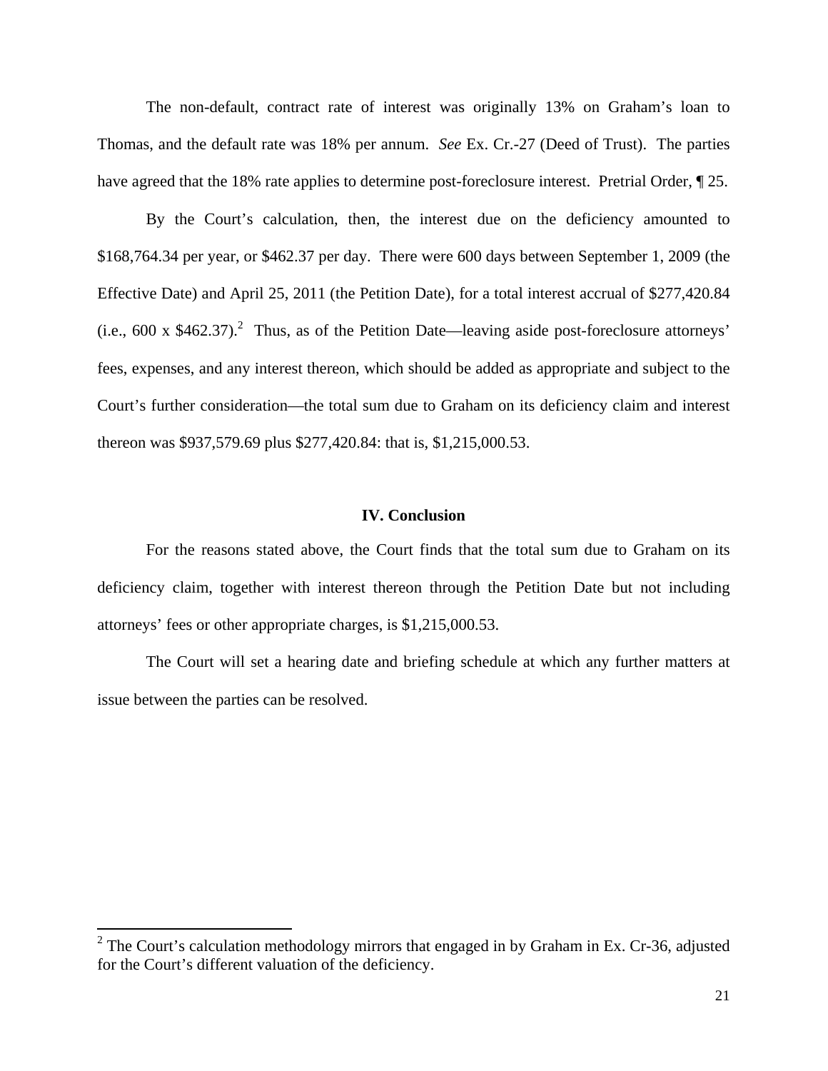The non-default, contract rate of interest was originally 13% on Graham's loan to Thomas, and the default rate was 18% per annum. *See* Ex. Cr.-27 (Deed of Trust). The parties have agreed that the 18% rate applies to determine post-foreclosure interest. Pretrial Order, ¶ 25.

By the Court's calculation, then, the interest due on the deficiency amounted to $168,764.34 per year, or $462.37 per day. There were 600 days between September 1, 2009 (the Effective Date) and April 25, 2011 (the Petition Date), for a total interest accrual of $277,420.84 (i.e., 600 x $462.37).[2] Thus, as of the Petition Date—leaving aside post-foreclosure attorneys' fees, expenses, and any interest thereon, which should be added as appropriate and subject to the Court's further consideration—the total sum due to Graham on its deficiency claim and interest thereon was $937,579.69 plus $277,420.84: that is, $1,215,000.53.

## IV. Conclusion

For the reasons stated above, the Court finds that the total sum due to Graham on its deficiency claim, together with interest thereon through the Petition Date but not including attorneys' fees or other appropriate charges, is $1,215,000.53.

The Court will set a hearing date and briefing schedule at which any further matters at issue between the parties can be resolved.

---

[2] The Court's calculation methodology mirrors that engaged in by Graham in Ex. Cr-36, adjusted for the Court's different valuation of the deficiency.